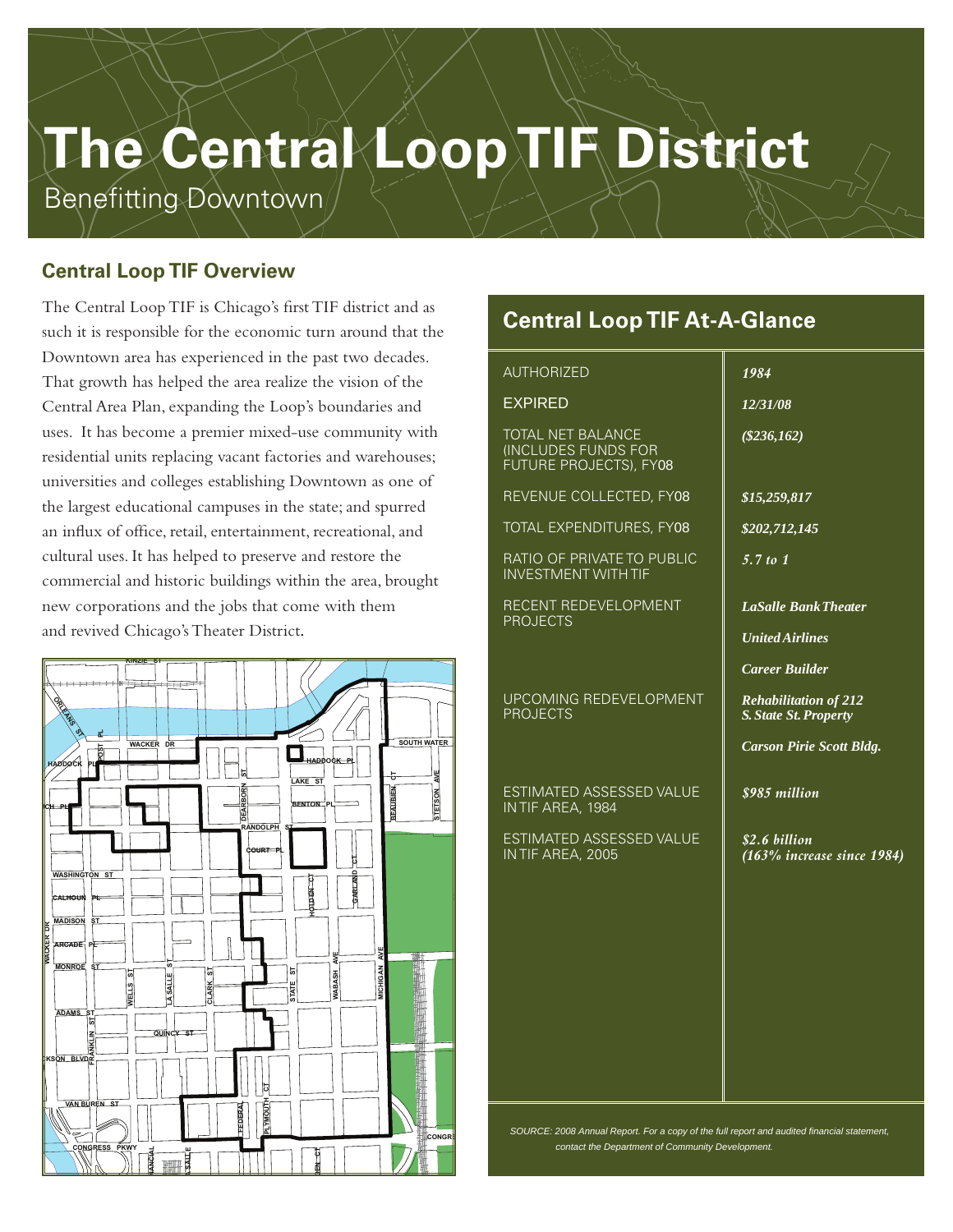# The Central Loop TIF District

Benefitting Downtown

## Central Loop TIF Overview

The Central Loop TIF is Chicago's first TIF district and as such it is responsible for the economic turn around that the Downtown area has experienced in the past two decades. That growth has helped the area realize the vision of the Central Area Plan, expanding the Loop's boundaries and uses. It has become a premier mixed-use community with residential units replacing vacant factories and warehouses; universities and colleges establishing Downtown as one of the largest educational campuses in the state; and spurred an influx of office, retail, entertainment, recreational, and cultural uses. It has helped to preserve and restore the commercial and historic buildings within the area, brought new corporations and the jobs that come with them and revived Chicago's Theater District.

## Central Loop TIF At-A-Glance

| | |
|---|---|
| AUTHORIZED | *1984* |
| EXPIRED | *12/31/08* |
| TOTAL NET BALANCE (INCLUDES FUNDS FOR FUTURE PROJECTS), FY08 | *($236,162)* |
| REVENUE COLLECTED, FY08 | *$15,259,817* |
| TOTAL EXPENDITURES, FY08 | *$202,712,145* |
| RATIO OF PRIVATE TO PUBLIC INVESTMENT WITH TIF | *5.7 to 1* |
| RECENT REDEVELOPMENT PROJECTS | *LaSalle Bank Theater*<br>*United Airlines*<br>*Career Builder* |
| UPCOMING REDEVELOPMENT PROJECTS | *Rehabilitation of 212 S. State St. Property*<br>*Carson Pirie Scott Bldg.* |
| ESTIMATED ASSESSED VALUE IN TIF AREA, 1984 | *$985 million* |
| ESTIMATED ASSESSED VALUE IN TIF AREA, 2005 | *$2.6 billion (163% increase since 1984)* |

*SOURCE: 2008 Annual Report. For a copy of the full report and audited financial statement, contact the Department of Community Development.*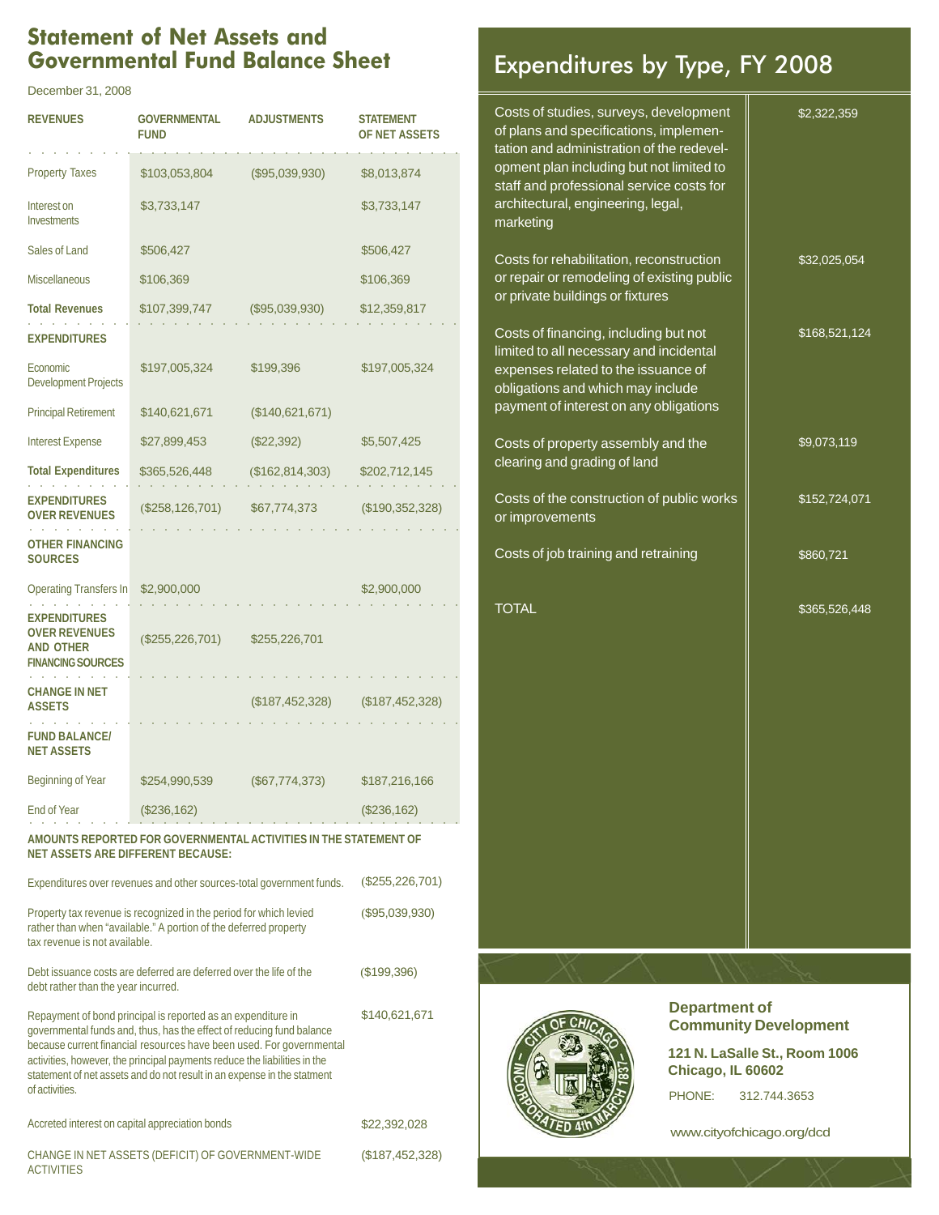## Statement of Net Assets and Governmental Fund Balance Sheet

December 31, 2008

| REVENUES | GOVERNMENTAL FUND | ADJUSTMENTS | STATEMENT OF NET ASSETS |
|---|---|---|---|
| Property Taxes | $103,053,804 | ($95,039,930) | $8,013,874 |
| Interest on Investments | $3,733,147 | | $3,733,147 |
| Sales of Land | $506,427 | | $506,427 |
| Miscellaneous | $106,369 | | $106,369 |
| **Total Revenues** | $107,399,747 | ($95,039,930) | $12,359,817 |
| **EXPENDITURES** | | | |
| Economic Development Projects | $197,005,324 | $199,396 | $197,005,324 |
| Principal Retirement | $140,621,671 | ($140,621,671) | |
| Interest Expense | $27,899,453 | ($22,392) | $5,507,425 |
| **Total Expenditures** | $365,526,448 | ($162,814,303) | $202,712,145 |
| **EXPENDITURES OVER REVENUES** | ($258,126,701) | $67,774,373 | ($190,352,328) |
| **OTHER FINANCING SOURCES** | | | |
| Operating Transfers In | $2,900,000 | | $2,900,000 |
| **EXPENDITURES OVER REVENUES AND OTHER FINANCING SOURCES** | ($255,226,701) | $255,226,701 | |
| **CHANGE IN NET ASSETS** | | ($187,452,328) | ($187,452,328) |
| **FUND BALANCE/ NET ASSETS** | | | |
| Beginning of Year | $254,990,539 | ($67,774,373) | $187,216,166 |
| End of Year | ($236,162) | | ($236,162) |

**AMOUNTS REPORTED FOR GOVERNMENTAL ACTIVITIES IN THE STATEMENT OF NET ASSETS ARE DIFFERENT BECAUSE:**

| | |
|---|---|
| Expenditures over revenues and other sources-total government funds. | ($255,226,701) |
| Property tax revenue is recognized in the period for which levied rather than when "available." A portion of the deferred property tax revenue is not available. | ($95,039,930) |
| Debt issuance costs are deferred are deferred over the life of the debt rather than the year incurred. | ($199,396) |
| Repayment of bond principal is reported as an expenditure in governmental funds and, thus, has the effect of reducing fund balance because current financial resources have been used. For governmental activities, however, the principal payments reduce the liabilities in the statement of net assets and do not result in an expense in the statment of activities. | $140,621,671 |
| Accreted interest on capital appreciation bonds | $22,392,028 |
| CHANGE IN NET ASSETS (DEFICIT) OF GOVERNMENT-WIDE ACTIVITIES | ($187,452,328) |

## Expenditures by Type, FY 2008

| | |
|---|---|
| Costs of studies, surveys, development of plans and specifications, implementation and administration of the redevelopment plan including but not limited to staff and professional service costs for architectural, engineering, legal, marketing | $2,322,359 |
| Costs for rehabilitation, reconstruction or repair or remodeling of existing public or private buildings or fixtures | $32,025,054 |
| Costs of financing, including but not limited to all necessary and incidental expenses related to the issuance of obligations and which may include payment of interest on any obligations | $168,521,124 |
| Costs of property assembly and the clearing and grading of land | $9,073,119 |
| Costs of the construction of public works or improvements | $152,724,071 |
| Costs of job training and retraining | $860,721 |
| TOTAL | $365,526,448 |

**Department of Community Development**

**121 N. LaSalle St., Room 1006**
**Chicago, IL 60602**

PHONE: 312.744.3653

www.cityofchicago.org/dcd